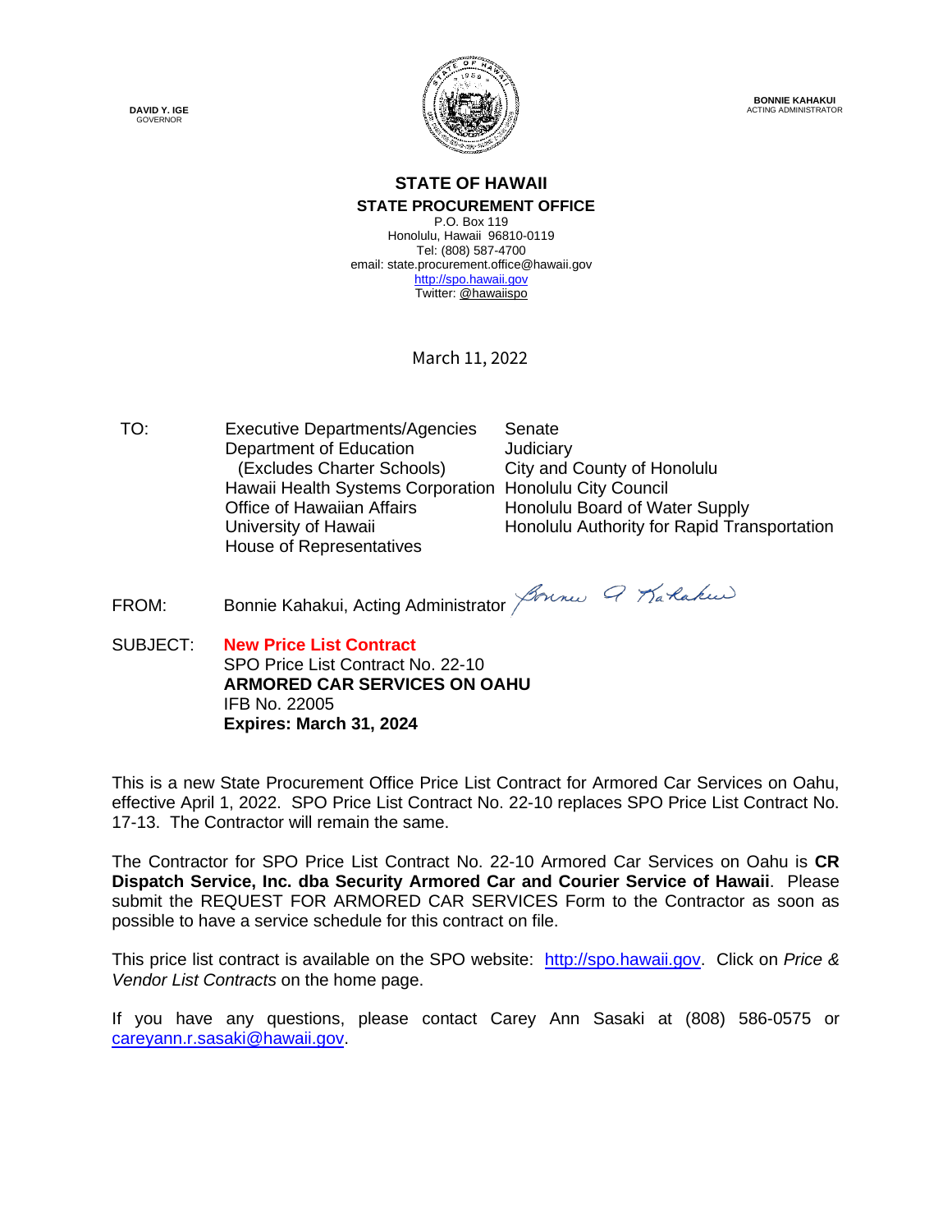DAVID Y. IGE
GOVERNOR

BONNIE KAHAKUI
ACTING ADMINISTRATOR

**STATE OF HAWAII**

**STATE PROCUREMENT OFFICE**

P.O. Box 119
Honolulu, Hawaii 96810-0119
Tel: (808) 587-4700
email: state.procurement.office@hawaii.gov
http://spo.hawaii.gov
Twitter: @hawaiispo

March 11, 2022

| | | |
|---|---|---|
| TO: | Executive Departments/Agencies | Senate |
| | Department of Education | Judiciary |
| | (Excludes Charter Schools) | City and County of Honolulu |
| | Hawaii Health Systems Corporation | Honolulu City Council |
| | Office of Hawaiian Affairs | Honolulu Board of Water Supply |
| | University of Hawaii | Honolulu Authority for Rapid Transportation |
| | House of Representatives | |

FROM: Bonnie Kahakui, Acting Administrator

SUBJECT: **New Price List Contract**
SPO Price List Contract No. 22-10
**ARMORED CAR SERVICES ON OAHU**
IFB No. 22005
**Expires: March 31, 2024**

This is a new State Procurement Office Price List Contract for Armored Car Services on Oahu, effective April 1, 2022. SPO Price List Contract No. 22-10 replaces SPO Price List Contract No. 17-13. The Contractor will remain the same.

The Contractor for SPO Price List Contract No. 22-10 Armored Car Services on Oahu is **CR Dispatch Service, Inc. dba Security Armored Car and Courier Service of Hawaii**. Please submit the REQUEST FOR ARMORED CAR SERVICES Form to the Contractor as soon as possible to have a service schedule for this contract on file.

This price list contract is available on the SPO website: http://spo.hawaii.gov. Click on *Price & Vendor List Contracts* on the home page.

If you have any questions, please contact Carey Ann Sasaki at (808) 586-0575 or careyann.r.sasaki@hawaii.gov.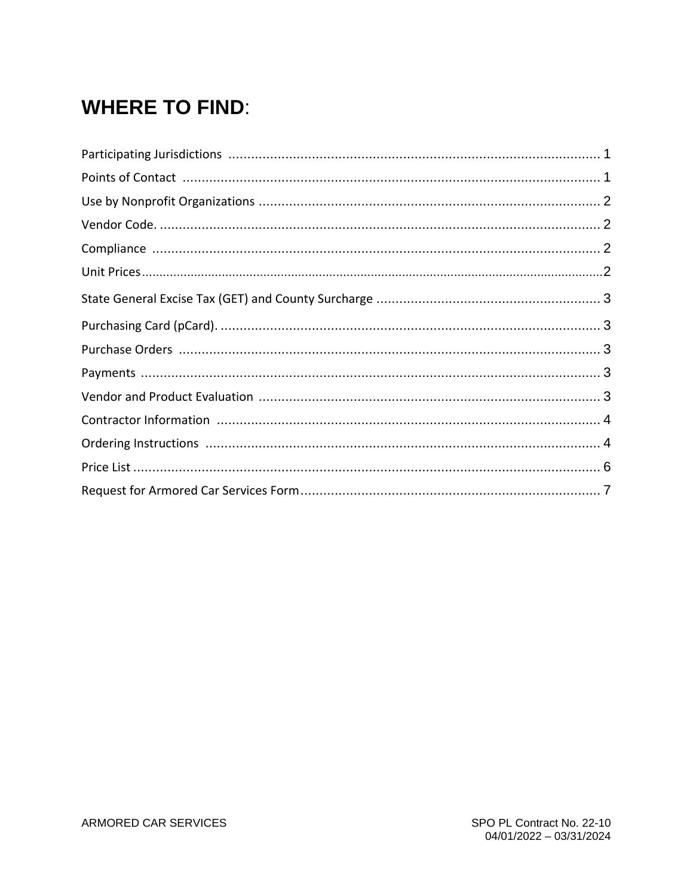# WHERE TO FIND:

| | |
|---|---|
| Participating Jurisdictions | 1 |
| Points of Contact | 1 |
| Use by Nonprofit Organizations | 2 |
| Vendor Code. | 2 |
| Compliance | 2 |
| Unit Prices | 2 |
| State General Excise Tax (GET) and County Surcharge | 3 |
| Purchasing Card (pCard). | 3 |
| Purchase Orders | 3 |
| Payments | 3 |
| Vendor and Product Evaluation | 3 |
| Contractor Information | 4 |
| Ordering Instructions | 4 |
| Price List | 6 |
| Request for Armored Car Services Form | 7 |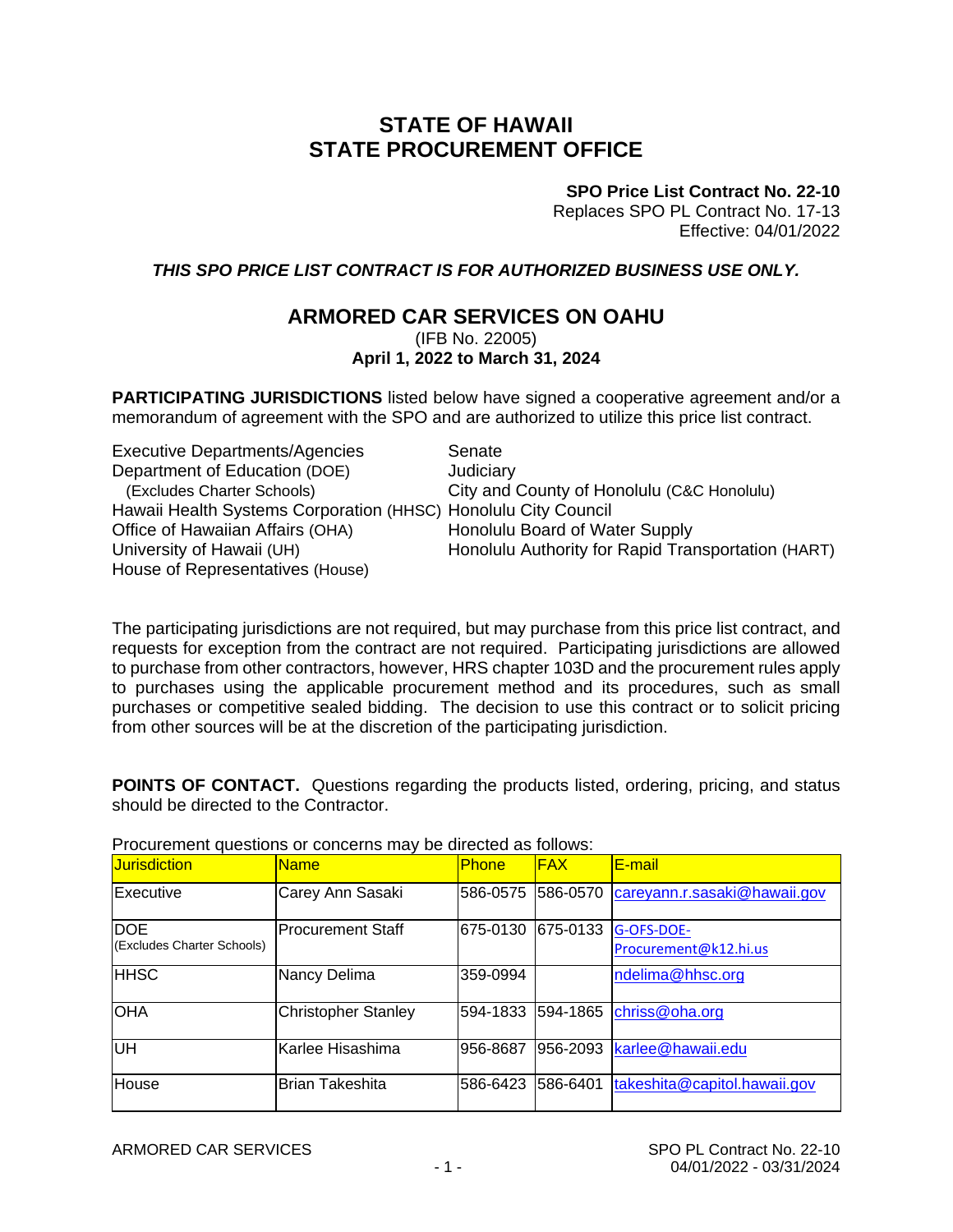# STATE OF HAWAII
# STATE PROCUREMENT OFFICE

**SPO Price List Contract No. 22-10**
Replaces SPO PL Contract No. 17-13
Effective: 04/01/2022

***THIS SPO PRICE LIST CONTRACT IS FOR AUTHORIZED BUSINESS USE ONLY.***

## ARMORED CAR SERVICES ON OAHU

(IFB No. 22005)
**April 1, 2022 to March 31, 2024**

**PARTICIPATING JURISDICTIONS** listed below have signed a cooperative agreement and/or a memorandum of agreement with the SPO and are authorized to utilize this price list contract.

Executive Departments/Agencies
Department of Education (DOE)
(Excludes Charter Schools)
Hawaii Health Systems Corporation (HHSC)
Office of Hawaiian Affairs (OHA)
University of Hawaii (UH)
House of Representatives (House)
Senate
Judiciary
City and County of Honolulu (C&C Honolulu)
Honolulu City Council
Honolulu Board of Water Supply
Honolulu Authority for Rapid Transportation (HART)

The participating jurisdictions are not required, but may purchase from this price list contract, and requests for exception from the contract are not required. Participating jurisdictions are allowed to purchase from other contractors, however, HRS chapter 103D and the procurement rules apply to purchases using the applicable procurement method and its procedures, such as small purchases or competitive sealed bidding. The decision to use this contract or to solicit pricing from other sources will be at the discretion of the participating jurisdiction.

**POINTS OF CONTACT.** Questions regarding the products listed, ordering, pricing, and status should be directed to the Contractor.

Procurement questions or concerns may be directed as follows:

| Jurisdiction | Name | Phone | FAX | E-mail |
|---|---|---|---|---|
| Executive | Carey Ann Sasaki | 586-0575 | 586-0570 | careyann.r.sasaki@hawaii.gov |
| DOE (Excludes Charter Schools) | Procurement Staff | 675-0130 | 675-0133 | G-OFS-DOE-Procurement@k12.hi.us |
| HHSC | Nancy Delima | 359-0994 | | ndelima@hhsc.org |
| OHA | Christopher Stanley | 594-1833 | 594-1865 | chriss@oha.org |
| UH | Karlee Hisashima | 956-8687 | 956-2093 | karlee@hawaii.edu |
| House | Brian Takeshita | 586-6423 | 586-6401 | takeshita@capitol.hawaii.gov |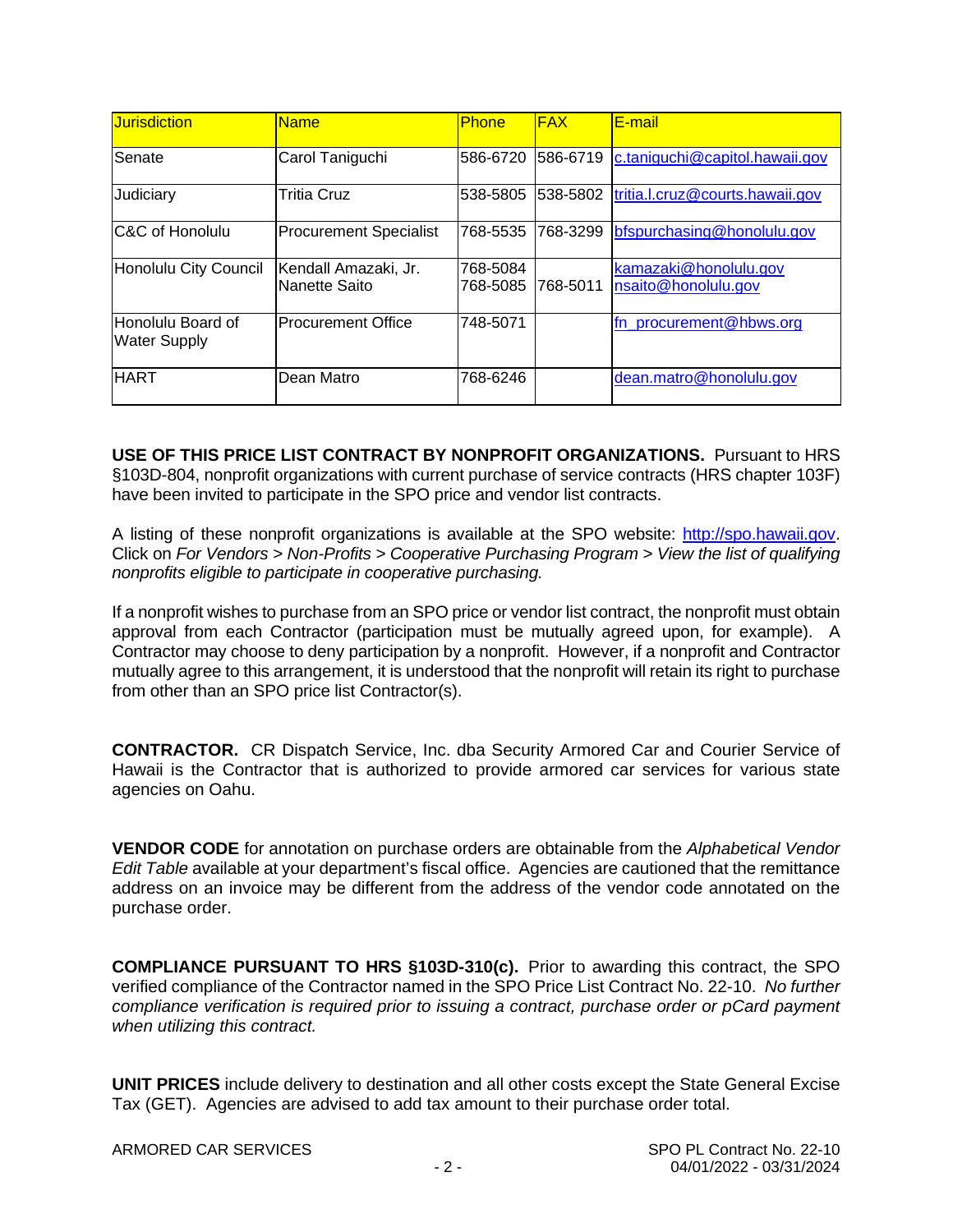| Jurisdiction | Name | Phone | FAX | E-mail |
|---|---|---|---|---|
| Senate | Carol Taniguchi | 586-6720 | 586-6719 | c.taniguchi@capitol.hawaii.gov |
| Judiciary | Tritia Cruz | 538-5805 | 538-5802 | tritia.l.cruz@courts.hawaii.gov |
| C&C of Honolulu | Procurement Specialist | 768-5535 | 768-3299 | bfspurchasing@honolulu.gov |
| Honolulu City Council | Kendall Amazaki, Jr.<br>Nanette Saito | 768-5084<br>768-5085 | 768-5011 | kamazaki@honolulu.gov<br>nsaito@honolulu.gov |
| Honolulu Board of Water Supply | Procurement Office | 748-5071 | | fn_procurement@hbws.org |
| HART | Dean Matro | 768-6246 | | dean.matro@honolulu.gov |

**USE OF THIS PRICE LIST CONTRACT BY NONPROFIT ORGANIZATIONS.** Pursuant to HRS §103D-804, nonprofit organizations with current purchase of service contracts (HRS chapter 103F) have been invited to participate in the SPO price and vendor list contracts.

A listing of these nonprofit organizations is available at the SPO website: http://spo.hawaii.gov. Click on *For Vendors > Non-Profits > Cooperative Purchasing Program > View the list of qualifying nonprofits eligible to participate in cooperative purchasing.*

If a nonprofit wishes to purchase from an SPO price or vendor list contract, the nonprofit must obtain approval from each Contractor (participation must be mutually agreed upon, for example). A Contractor may choose to deny participation by a nonprofit. However, if a nonprofit and Contractor mutually agree to this arrangement, it is understood that the nonprofit will retain its right to purchase from other than an SPO price list Contractor(s).

**CONTRACTOR.** CR Dispatch Service, Inc. dba Security Armored Car and Courier Service of Hawaii is the Contractor that is authorized to provide armored car services for various state agencies on Oahu.

**VENDOR CODE** for annotation on purchase orders are obtainable from the *Alphabetical Vendor Edit Table* available at your department's fiscal office. Agencies are cautioned that the remittance address on an invoice may be different from the address of the vendor code annotated on the purchase order.

**COMPLIANCE PURSUANT TO HRS §103D-310(c).** Prior to awarding this contract, the SPO verified compliance of the Contractor named in the SPO Price List Contract No. 22-10. *No further compliance verification is required prior to issuing a contract, purchase order or pCard payment when utilizing this contract.*

**UNIT PRICES** include delivery to destination and all other costs except the State General Excise Tax (GET). Agencies are advised to add tax amount to their purchase order total.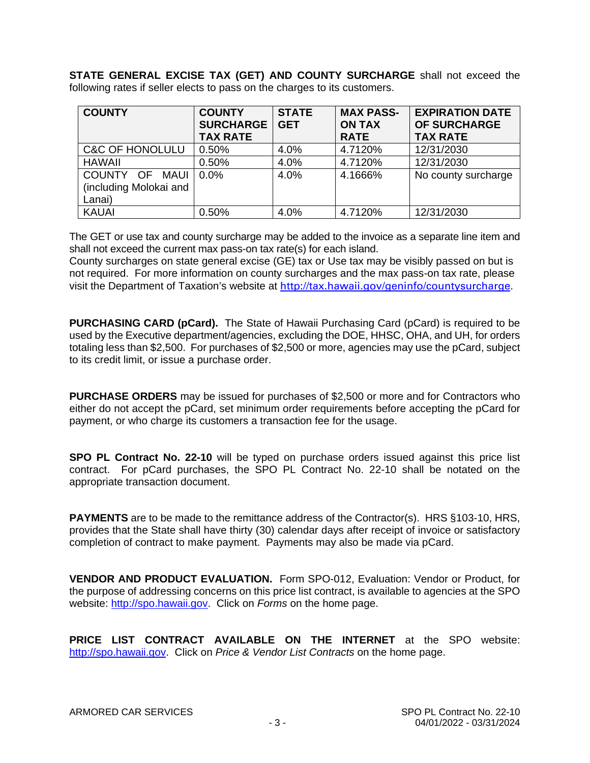**STATE GENERAL EXCISE TAX (GET) AND COUNTY SURCHARGE** shall not exceed the following rates if seller elects to pass on the charges to its customers.

| COUNTY | COUNTY SURCHARGE TAX RATE | STATE GET | MAX PASS-ON TAX RATE | EXPIRATION DATE OF SURCHARGE TAX RATE |
|---|---|---|---|---|
| C&C OF HONOLULU | 0.50% | 4.0% | 4.7120% | 12/31/2030 |
| HAWAII | 0.50% | 4.0% | 4.7120% | 12/31/2030 |
| COUNTY OF MAUI (including Molokai and Lanai) | 0.0% | 4.0% | 4.1666% | No county surcharge |
| KAUAI | 0.50% | 4.0% | 4.7120% | 12/31/2030 |

The GET or use tax and county surcharge may be added to the invoice as a separate line item and shall not exceed the current max pass-on tax rate(s) for each island.
County surcharges on state general excise (GE) tax or Use tax may be visibly passed on but is not required. For more information on county surcharges and the max pass-on tax rate, please visit the Department of Taxation's website at http://tax.hawaii.gov/geninfo/countysurcharge.

**PURCHASING CARD (pCard).** The State of Hawaii Purchasing Card (pCard) is required to be used by the Executive department/agencies, excluding the DOE, HHSC, OHA, and UH, for orders totaling less than $2,500. For purchases of $2,500 or more, agencies may use the pCard, subject to its credit limit, or issue a purchase order.

**PURCHASE ORDERS** may be issued for purchases of $2,500 or more and for Contractors who either do not accept the pCard, set minimum order requirements before accepting the pCard for payment, or who charge its customers a transaction fee for the usage.

**SPO PL Contract No. 22-10** will be typed on purchase orders issued against this price list contract. For pCard purchases, the SPO PL Contract No. 22-10 shall be notated on the appropriate transaction document.

**PAYMENTS** are to be made to the remittance address of the Contractor(s). HRS §103-10, HRS, provides that the State shall have thirty (30) calendar days after receipt of invoice or satisfactory completion of contract to make payment. Payments may also be made via pCard.

**VENDOR AND PRODUCT EVALUATION.** Form SPO-012, Evaluation: Vendor or Product, for the purpose of addressing concerns on this price list contract, is available to agencies at the SPO website: http://spo.hawaii.gov. Click on *Forms* on the home page.

**PRICE LIST CONTRACT AVAILABLE ON THE INTERNET** at the SPO website: http://spo.hawaii.gov. Click on *Price & Vendor List Contracts* on the home page.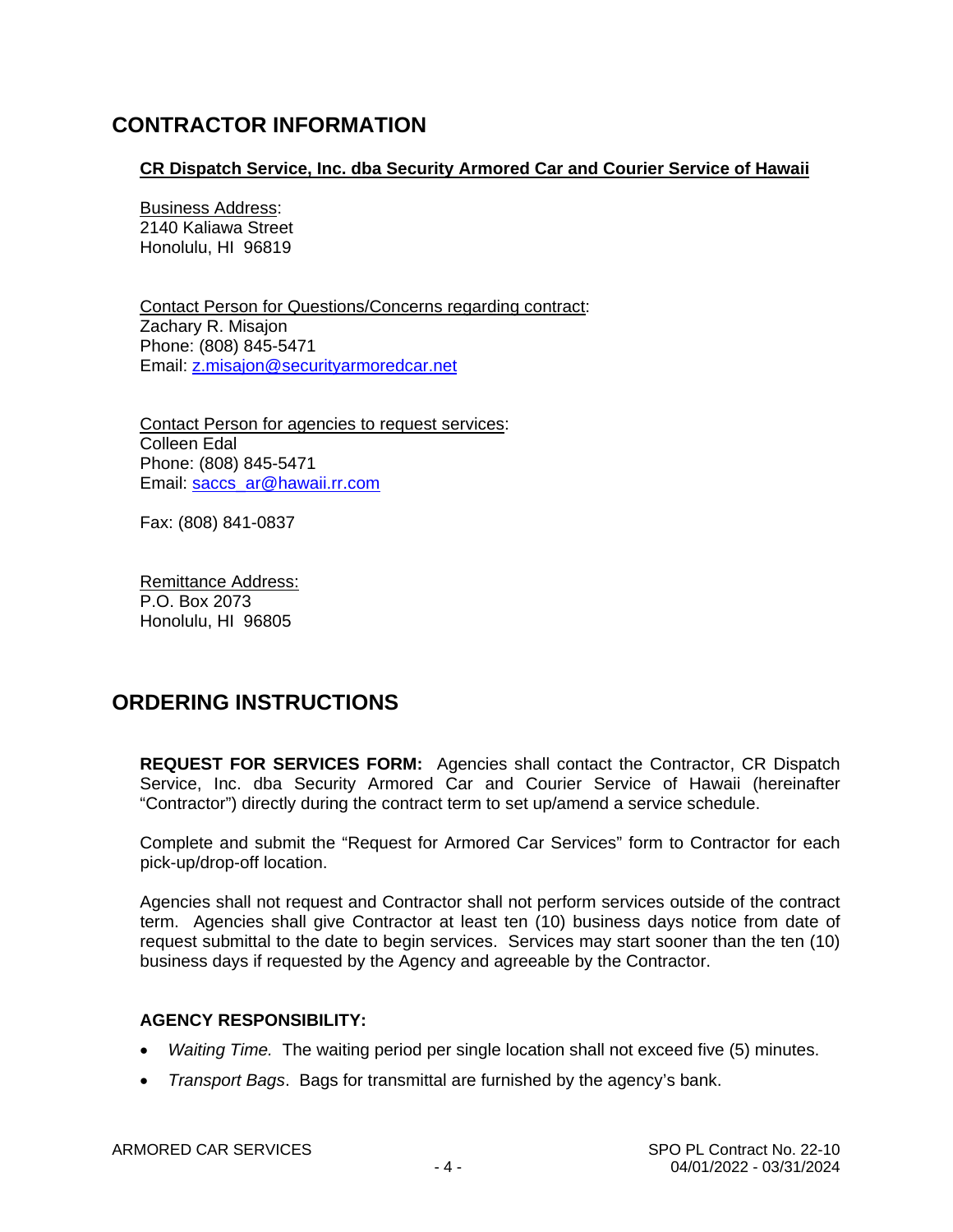## CONTRACTOR INFORMATION

**CR Dispatch Service, Inc. dba Security Armored Car and Courier Service of Hawaii**

Business Address:
2140 Kaliawa Street
Honolulu, HI 96819

Contact Person for Questions/Concerns regarding contract:
Zachary R. Misajon
Phone: (808) 845-5471
Email: z.misajon@securityarmoredcar.net

Contact Person for agencies to request services:
Colleen Edal
Phone: (808) 845-5471
Email: saccs_ar@hawaii.rr.com

Fax: (808) 841-0837

Remittance Address:
P.O. Box 2073
Honolulu, HI 96805

## ORDERING INSTRUCTIONS

**REQUEST FOR SERVICES FORM:** Agencies shall contact the Contractor, CR Dispatch Service, Inc. dba Security Armored Car and Courier Service of Hawaii (hereinafter "Contractor") directly during the contract term to set up/amend a service schedule.

Complete and submit the "Request for Armored Car Services" form to Contractor for each pick-up/drop-off location.

Agencies shall not request and Contractor shall not perform services outside of the contract term. Agencies shall give Contractor at least ten (10) business days notice from date of request submittal to the date to begin services. Services may start sooner than the ten (10) business days if requested by the Agency and agreeable by the Contractor.

**AGENCY RESPONSIBILITY:**

- *Waiting Time.* The waiting period per single location shall not exceed five (5) minutes.
- *Transport Bags*. Bags for transmittal are furnished by the agency's bank.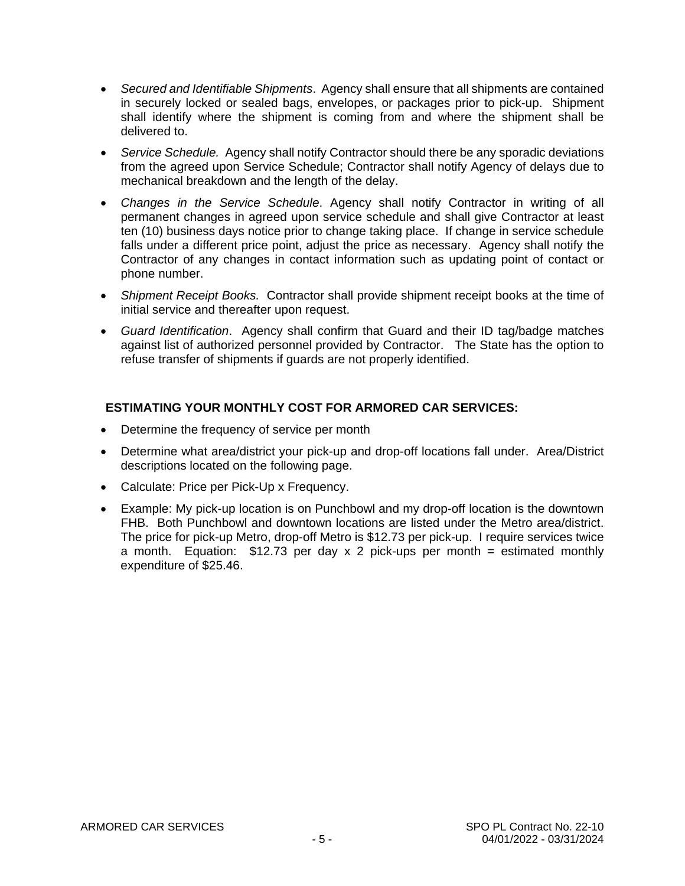- *Secured and Identifiable Shipments*. Agency shall ensure that all shipments are contained in securely locked or sealed bags, envelopes, or packages prior to pick-up. Shipment shall identify where the shipment is coming from and where the shipment shall be delivered to.
- *Service Schedule.* Agency shall notify Contractor should there be any sporadic deviations from the agreed upon Service Schedule; Contractor shall notify Agency of delays due to mechanical breakdown and the length of the delay.
- *Changes in the Service Schedule*. Agency shall notify Contractor in writing of all permanent changes in agreed upon service schedule and shall give Contractor at least ten (10) business days notice prior to change taking place. If change in service schedule falls under a different price point, adjust the price as necessary. Agency shall notify the Contractor of any changes in contact information such as updating point of contact or phone number.
- *Shipment Receipt Books.* Contractor shall provide shipment receipt books at the time of initial service and thereafter upon request.
- *Guard Identification*. Agency shall confirm that Guard and their ID tag/badge matches against list of authorized personnel provided by Contractor. The State has the option to refuse transfer of shipments if guards are not properly identified.

## ESTIMATING YOUR MONTHLY COST FOR ARMORED CAR SERVICES:

- Determine the frequency of service per month
- Determine what area/district your pick-up and drop-off locations fall under. Area/District descriptions located on the following page.
- Calculate: Price per Pick-Up x Frequency.
- Example: My pick-up location is on Punchbowl and my drop-off location is the downtown FHB. Both Punchbowl and downtown locations are listed under the Metro area/district. The price for pick-up Metro, drop-off Metro is $12.73 per pick-up. I require services twice a month. Equation: $12.73 per day x 2 pick-ups per month = estimated monthly expenditure of $25.46.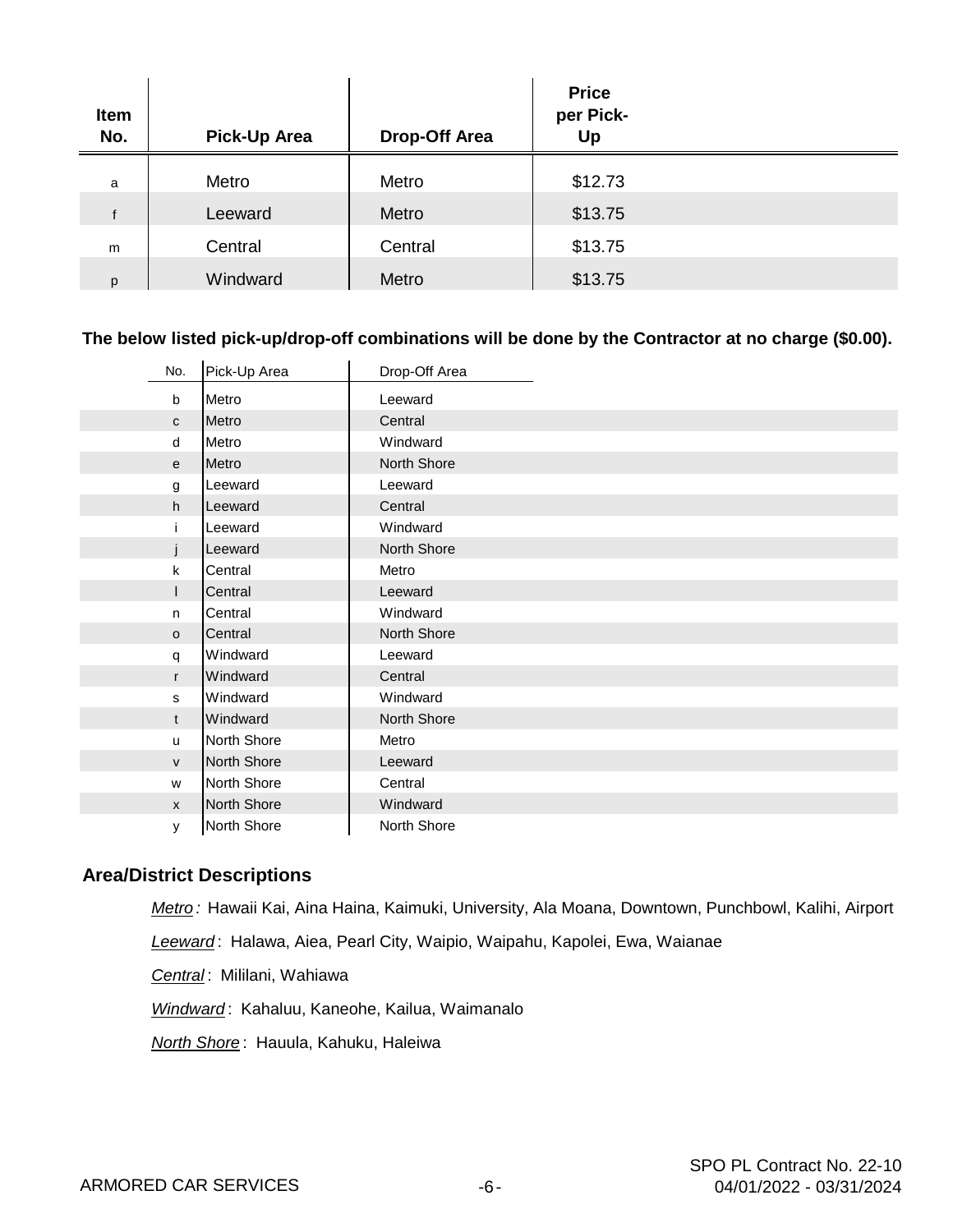| Item No. | Pick-Up Area | Drop-Off Area | Price per Pick-Up |
|---|---|---|---|
| a | Metro | Metro | $12.73 |
| f | Leeward | Metro | $13.75 |
| m | Central | Central | $13.75 |
| p | Windward | Metro | $13.75 |

**The below listed pick-up/drop-off combinations will be done by the Contractor at no charge ($0.00).**

| No. | Pick-Up Area | Drop-Off Area |
|---|---|---|
| b | Metro | Leeward |
| c | Metro | Central |
| d | Metro | Windward |
| e | Metro | North Shore |
| g | Leeward | Leeward |
| h | Leeward | Central |
| i | Leeward | Windward |
| j | Leeward | North Shore |
| k | Central | Metro |
| l | Central | Leeward |
| n | Central | Windward |
| o | Central | North Shore |
| q | Windward | Leeward |
| r | Windward | Central |
| s | Windward | Windward |
| t | Windward | North Shore |
| u | North Shore | Metro |
| v | North Shore | Leeward |
| w | North Shore | Central |
| x | North Shore | Windward |
| y | North Shore | North Shore |

## Area/District Descriptions

*Metro:* Hawaii Kai, Aina Haina, Kaimuki, University, Ala Moana, Downtown, Punchbowl, Kalihi, Airport

*Leeward*: Halawa, Aiea, Pearl City, Waipio, Waipahu, Kapolei, Ewa, Waianae

*Central*: Mililani, Wahiawa

*Windward*: Kahaluu, Kaneohe, Kailua, Waimanalo

*North Shore*: Hauula, Kahuku, Haleiwa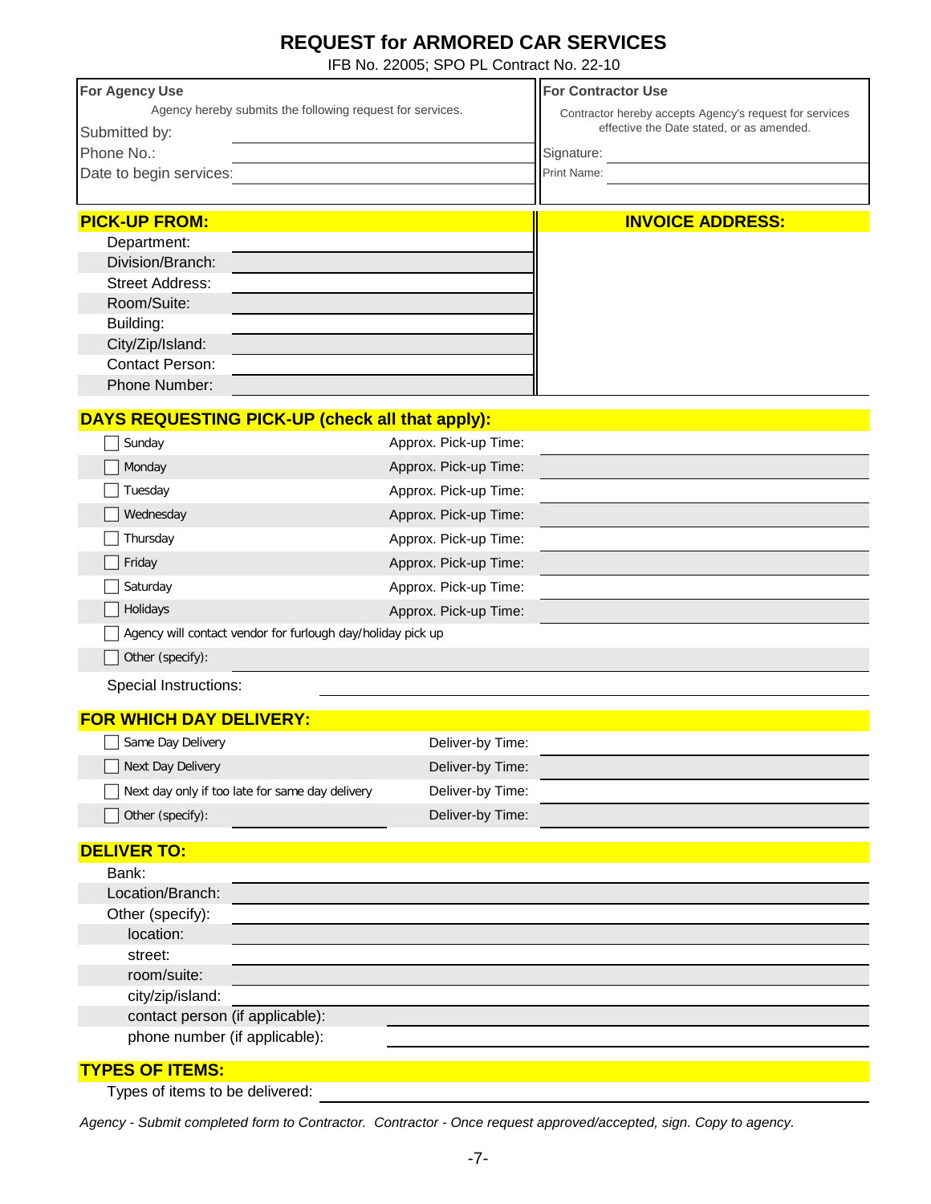# REQUEST for ARMORED CAR SERVICES

IFB No. 22005; SPO PL Contract No. 22-10

| For Agency Use | For Contractor Use |
|---|---|
| Agency hereby submits the following request for services. | Contractor hereby accepts Agency's request for services effective the Date stated, or as amended. |
| Submitted by: | Signature: |
| Phone No.: | Print Name: |
| Date to begin services: | |

## PICK-UP FROM:

Department:

Division/Branch:

Street Address:

Room/Suite:

Building:

City/Zip/Island:

Contact Person:

Phone Number:

## INVOICE ADDRESS:

## DAYS REQUESTING PICK-UP (check all that apply):

| | |
|---|---|
| ☐ Sunday | Approx. Pick-up Time: |
| ☐ Monday | Approx. Pick-up Time: |
| ☐ Tuesday | Approx. Pick-up Time: |
| ☐ Wednesday | Approx. Pick-up Time: |
| ☐ Thursday | Approx. Pick-up Time: |
| ☐ Friday | Approx. Pick-up Time: |
| ☐ Saturday | Approx. Pick-up Time: |
| ☐ Holidays | Approx. Pick-up Time: |

☐ Agency will contact vendor for furlough day/holiday pick up

☐ Other (specify):

Special Instructions:

## FOR WHICH DAY DELIVERY:

| | |
|---|---|
| ☐ Same Day Delivery | Deliver-by Time: |
| ☐ Next Day Delivery | Deliver-by Time: |
| ☐ Next day only if too late for same day delivery | Deliver-by Time: |
| ☐ Other (specify): | Deliver-by Time: |

## DELIVER TO:

Bank:

Location/Branch:

Other (specify):

- location:
- street:
- room/suite:
- city/zip/island:
- contact person (if applicable):
- phone number (if applicable):

## TYPES OF ITEMS:

Types of items to be delivered:

*Agency - Submit completed form to Contractor. Contractor - Once request approved/accepted, sign. Copy to agency.*